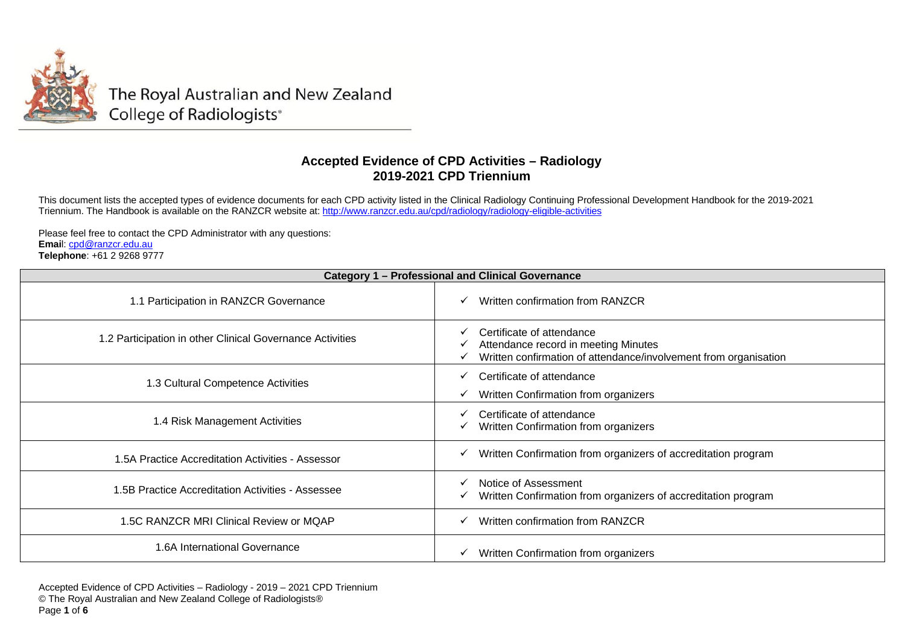The Royal Australian and New Zealand College of Radiologists®

# Accepted Evidence of CPD Activities – Radiology
## 2019-2021 CPD Triennium

This document lists the accepted types of evidence documents for each CPD activity listed in the Clinical Radiology Continuing Professional Development Handbook for the 2019-2021 Triennium. The Handbook is available on the RANZCR website at: http://www.ranzcr.edu.au/cpd/radiology/radiology-eligible-activities

Please feel free to contact the CPD Administrator with any questions:
**Email**: cpd@ranzcr.edu.au
**Telephone**: +61 2 9268 9777

| Category 1 – Professional and Clinical Governance | |
|---|---|
| 1.1 Participation in RANZCR Governance | ✓ Written confirmation from RANZCR |
| 1.2 Participation in other Clinical Governance Activities | ✓ Certificate of attendance<br>✓ Attendance record in meeting Minutes<br>✓ Written confirmation of attendance/involvement from organisation |
| 1.3 Cultural Competence Activities | ✓ Certificate of attendance<br>✓ Written Confirmation from organizers |
| 1.4 Risk Management Activities | ✓ Certificate of attendance<br>✓ Written Confirmation from organizers |
| 1.5A Practice Accreditation Activities - Assessor | ✓ Written Confirmation from organizers of accreditation program |
| 1.5B Practice Accreditation Activities - Assessee | ✓ Notice of Assessment<br>✓ Written Confirmation from organizers of accreditation program |
| 1.5C RANZCR MRI Clinical Review or MQAP | ✓ Written confirmation from RANZCR |
| 1.6A International Governance | ✓ Written Confirmation from organizers |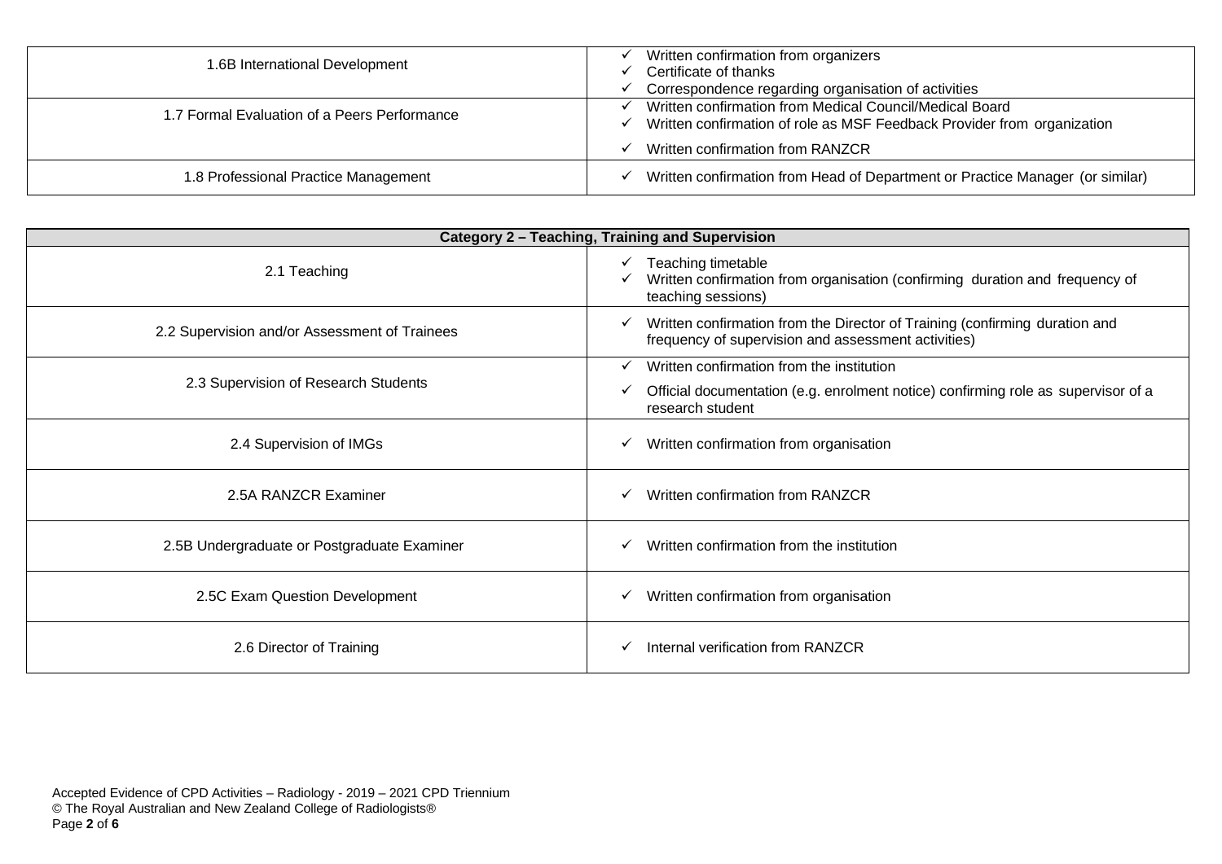| | |
|---|---|
| 1.6B International Development | ✓ Written confirmation from organizers<br>✓ Certificate of thanks<br>✓ Correspondence regarding organisation of activities |
| 1.7 Formal Evaluation of a Peers Performance | ✓ Written confirmation from Medical Council/Medical Board<br>✓ Written confirmation of role as MSF Feedback Provider from organization<br>✓ Written confirmation from RANZCR |
| 1.8 Professional Practice Management | ✓ Written confirmation from Head of Department or Practice Manager (or similar) |

| **Category 2 – Teaching, Training and Supervision** | |
|---|---|
| 2.1 Teaching | ✓ Teaching timetable<br>✓ Written confirmation from organisation (confirming duration and frequency of teaching sessions) |
| 2.2 Supervision and/or Assessment of Trainees | ✓ Written confirmation from the Director of Training (confirming duration and frequency of supervision and assessment activities) |
| 2.3 Supervision of Research Students | ✓ Written confirmation from the institution<br>✓ Official documentation (e.g. enrolment notice) confirming role as supervisor of a research student |
| 2.4 Supervision of IMGs | ✓ Written confirmation from organisation |
| 2.5A RANZCR Examiner | ✓ Written confirmation from RANZCR |
| 2.5B Undergraduate or Postgraduate Examiner | ✓ Written confirmation from the institution |
| 2.5C Exam Question Development | ✓ Written confirmation from organisation |
| 2.6 Director of Training | ✓ Internal verification from RANZCR |

Accepted Evidence of CPD Activities – Radiology - 2019 – 2021 CPD Triennium
© The Royal Australian and New Zealand College of Radiologists®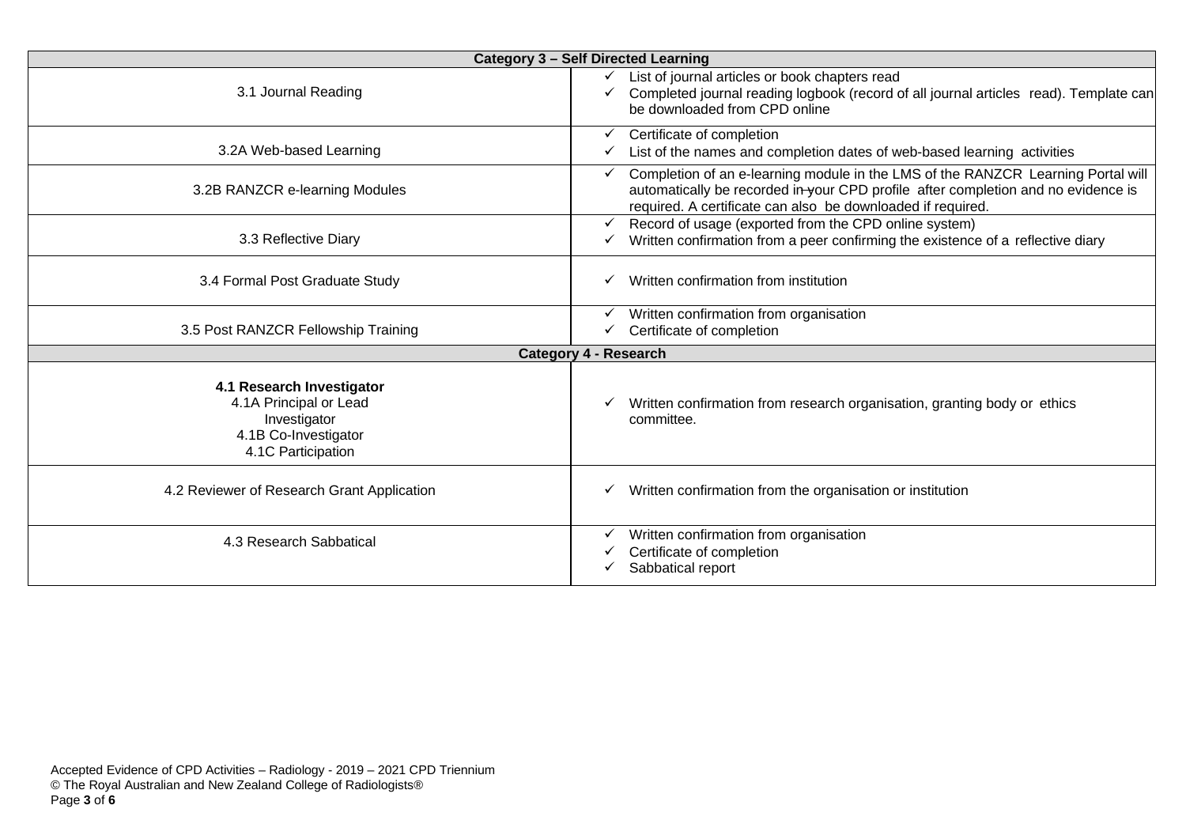| Category 3 – Self Directed Learning | |
|---|---|
| 3.1 Journal Reading | ✓ List of journal articles or book chapters read<br>✓ Completed journal reading logbook (record of all journal articles read). Template can be downloaded from CPD online |
| 3.2A Web-based Learning | ✓ Certificate of completion<br>✓ List of the names and completion dates of web-based learning activities |
| 3.2B RANZCR e-learning Modules | ✓ Completion of an e-learning module in the LMS of the RANZCR Learning Portal will automatically be recorded in your CPD profile after completion and no evidence is required. A certificate can also be downloaded if required. |
| 3.3 Reflective Diary | ✓ Record of usage (exported from the CPD online system)<br>✓ Written confirmation from a peer confirming the existence of a reflective diary |
| 3.4 Formal Post Graduate Study | ✓ Written confirmation from institution |
| 3.5 Post RANZCR Fellowship Training | ✓ Written confirmation from organisation<br>✓ Certificate of completion |
| **Category 4 - Research** | |
| **4.1 Research Investigator**<br>4.1A Principal or Lead Investigator<br>4.1B Co-Investigator<br>4.1C Participation | ✓ Written confirmation from research organisation, granting body or ethics committee. |
| 4.2 Reviewer of Research Grant Application | ✓ Written confirmation from the organisation or institution |
| 4.3 Research Sabbatical | ✓ Written confirmation from organisation<br>✓ Certificate of completion<br>✓ Sabbatical report |

Accepted Evidence of CPD Activities – Radiology - 2019 – 2021 CPD Triennium
© The Royal Australian and New Zealand College of Radiologists®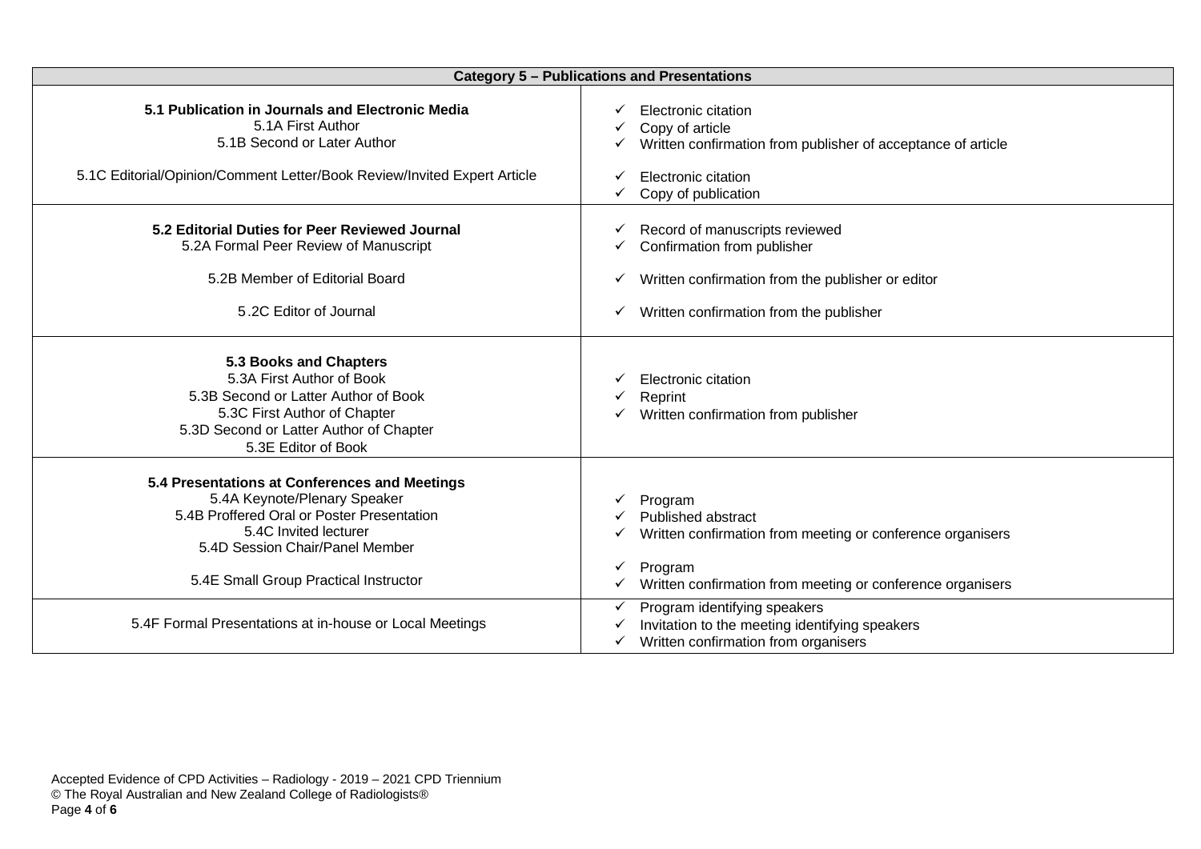| Category 5 – Publications and Presentations | |
|---|---|
| **5.1 Publication in Journals and Electronic Media**<br>5.1A First Author<br>5.1B Second or Later Author | ✓ Electronic citation<br>✓ Copy of article<br>✓ Written confirmation from publisher of acceptance of article |
| 5.1C Editorial/Opinion/Comment Letter/Book Review/Invited Expert Article | ✓ Electronic citation<br>✓ Copy of publication |
| **5.2 Editorial Duties for Peer Reviewed Journal**<br>5.2A Formal Peer Review of Manuscript | ✓ Record of manuscripts reviewed<br>✓ Confirmation from publisher |
| 5.2B Member of Editorial Board | ✓ Written confirmation from the publisher or editor |
| 5.2C Editor of Journal | ✓ Written confirmation from the publisher |
| **5.3 Books and Chapters**<br>5.3A First Author of Book<br>5.3B Second or Latter Author of Book<br>5.3C First Author of Chapter<br>5.3D Second or Latter Author of Chapter<br>5.3E Editor of Book | ✓ Electronic citation<br>✓ Reprint<br>✓ Written confirmation from publisher |
| **5.4 Presentations at Conferences and Meetings**<br>5.4A Keynote/Plenary Speaker<br>5.4B Proffered Oral or Poster Presentation<br>5.4C Invited lecturer<br>5.4D Session Chair/Panel Member | ✓ Program<br>✓ Published abstract<br>✓ Written confirmation from meeting or conference organisers |
| 5.4E Small Group Practical Instructor | ✓ Program<br>✓ Written confirmation from meeting or conference organisers |
| 5.4F Formal Presentations at in-house or Local Meetings | ✓ Program identifying speakers<br>✓ Invitation to the meeting identifying speakers<br>✓ Written confirmation from organisers |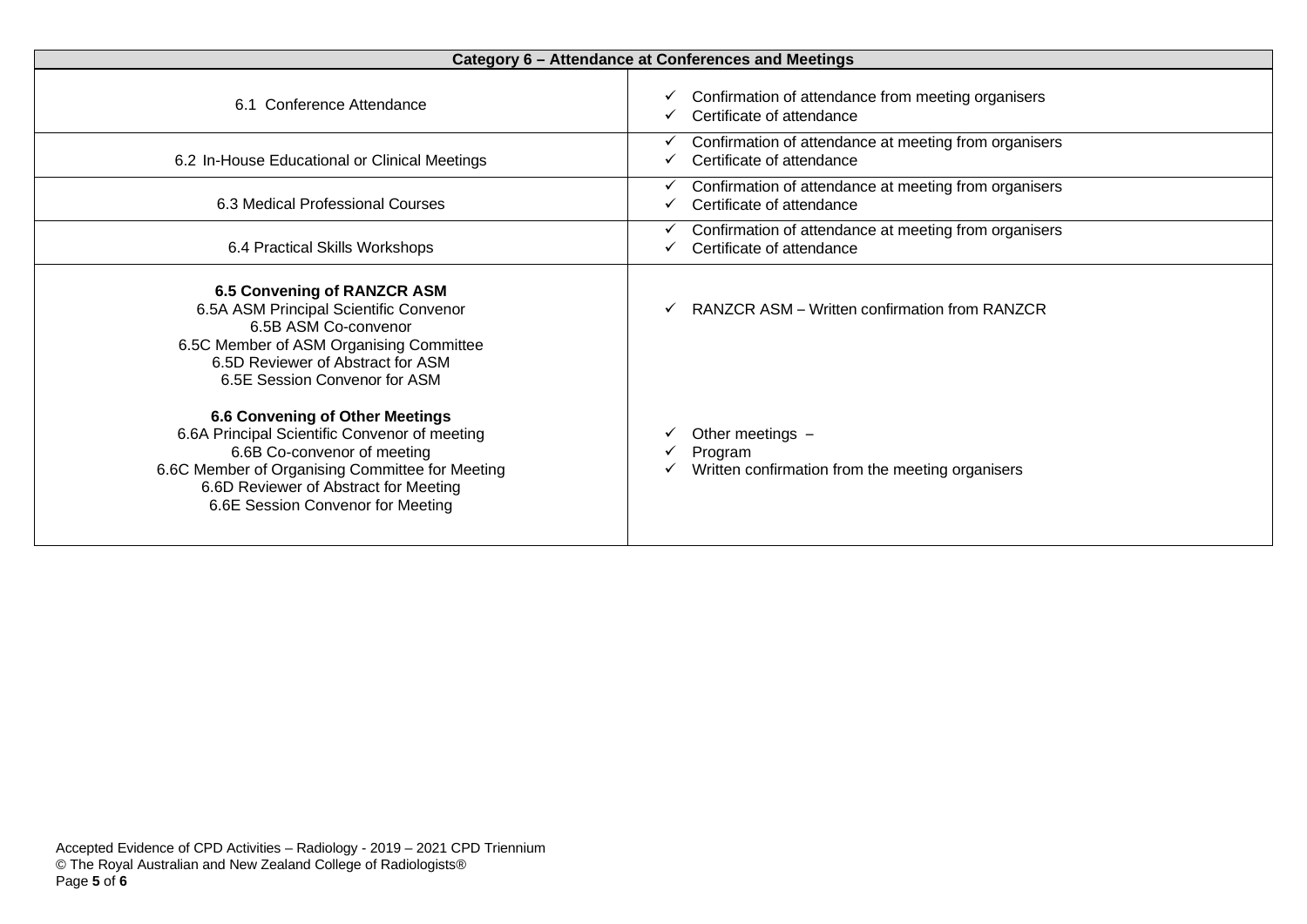| Category 6 – Attendance at Conferences and Meetings | |
|---|---|
| 6.1 Conference Attendance | ✓ Confirmation of attendance from meeting organisers<br>✓ Certificate of attendance |
| 6.2 In-House Educational or Clinical Meetings | ✓ Confirmation of attendance at meeting from organisers<br>✓ Certificate of attendance |
| 6.3 Medical Professional Courses | ✓ Confirmation of attendance at meeting from organisers<br>✓ Certificate of attendance |
| 6.4 Practical Skills Workshops | ✓ Confirmation of attendance at meeting from organisers<br>✓ Certificate of attendance |
| **6.5 Convening of RANZCR ASM**<br>6.5A ASM Principal Scientific Convenor<br>6.5B ASM Co-convenor<br>6.5C Member of ASM Organising Committee<br>6.5D Reviewer of Abstract for ASM<br>6.5E Session Convenor for ASM<br><br>**6.6 Convening of Other Meetings**<br>6.6A Principal Scientific Convenor of meeting<br>6.6B Co-convenor of meeting<br>6.6C Member of Organising Committee for Meeting<br>6.6D Reviewer of Abstract for Meeting<br>6.6E Session Convenor for Meeting | ✓ RANZCR ASM – Written confirmation from RANZCR<br><br>✓ Other meetings –<br>✓ Program<br>✓ Written confirmation from the meeting organisers |

Accepted Evidence of CPD Activities – Radiology - 2019 – 2021 CPD Triennium
© The Royal Australian and New Zealand College of Radiologists®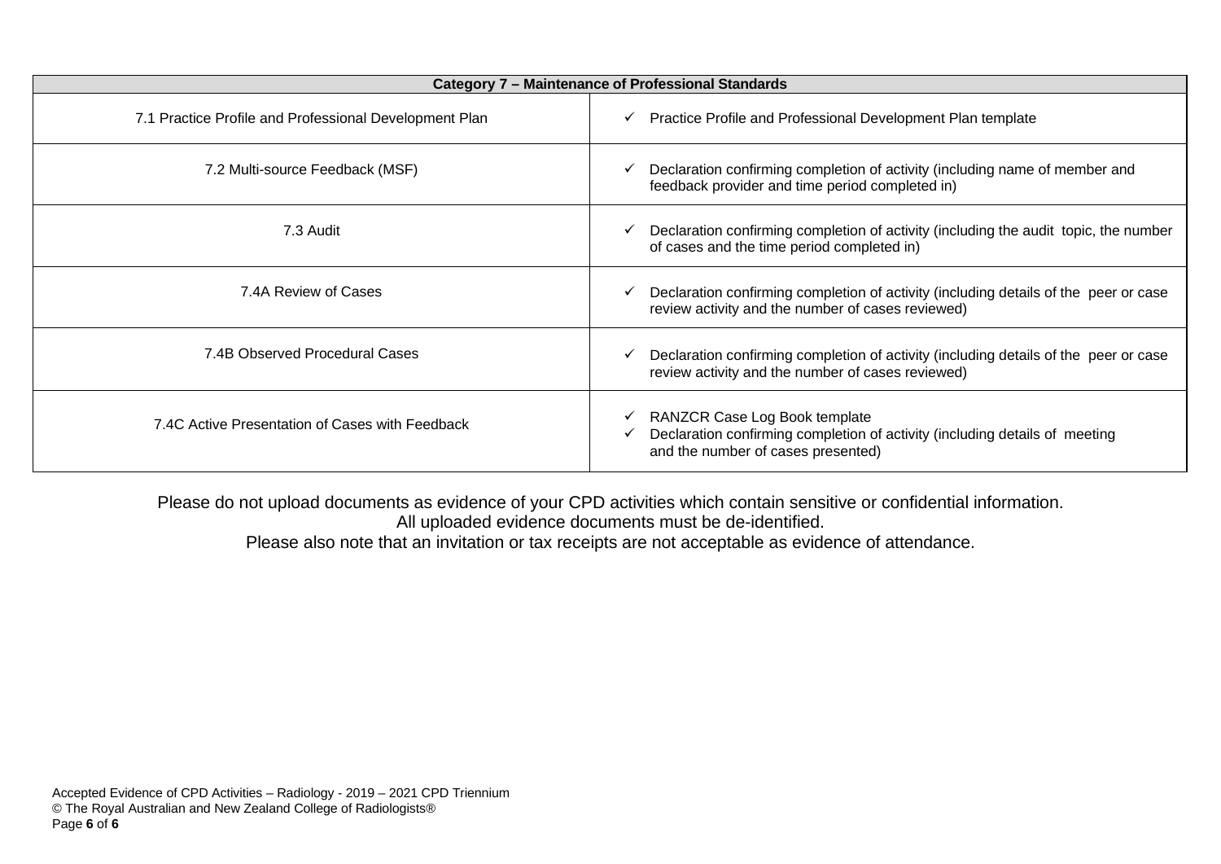| Category 7 – Maintenance of Professional Standards | |
|---|---|
| 7.1 Practice Profile and Professional Development Plan | ✓ Practice Profile and Professional Development Plan template |
| 7.2 Multi-source Feedback (MSF) | ✓ Declaration confirming completion of activity (including name of member and feedback provider and time period completed in) |
| 7.3 Audit | ✓ Declaration confirming completion of activity (including the audit topic, the number of cases and the time period completed in) |
| 7.4A Review of Cases | ✓ Declaration confirming completion of activity (including details of the peer or case review activity and the number of cases reviewed) |
| 7.4B Observed Procedural Cases | ✓ Declaration confirming completion of activity (including details of the peer or case review activity and the number of cases reviewed) |
| 7.4C Active Presentation of Cases with Feedback | ✓ RANZCR Case Log Book template<br>✓ Declaration confirming completion of activity (including details of meeting and the number of cases presented) |

Please do not upload documents as evidence of your CPD activities which contain sensitive or confidential information.
All uploaded evidence documents must be de-identified.
Please also note that an invitation or tax receipts are not acceptable as evidence of attendance.